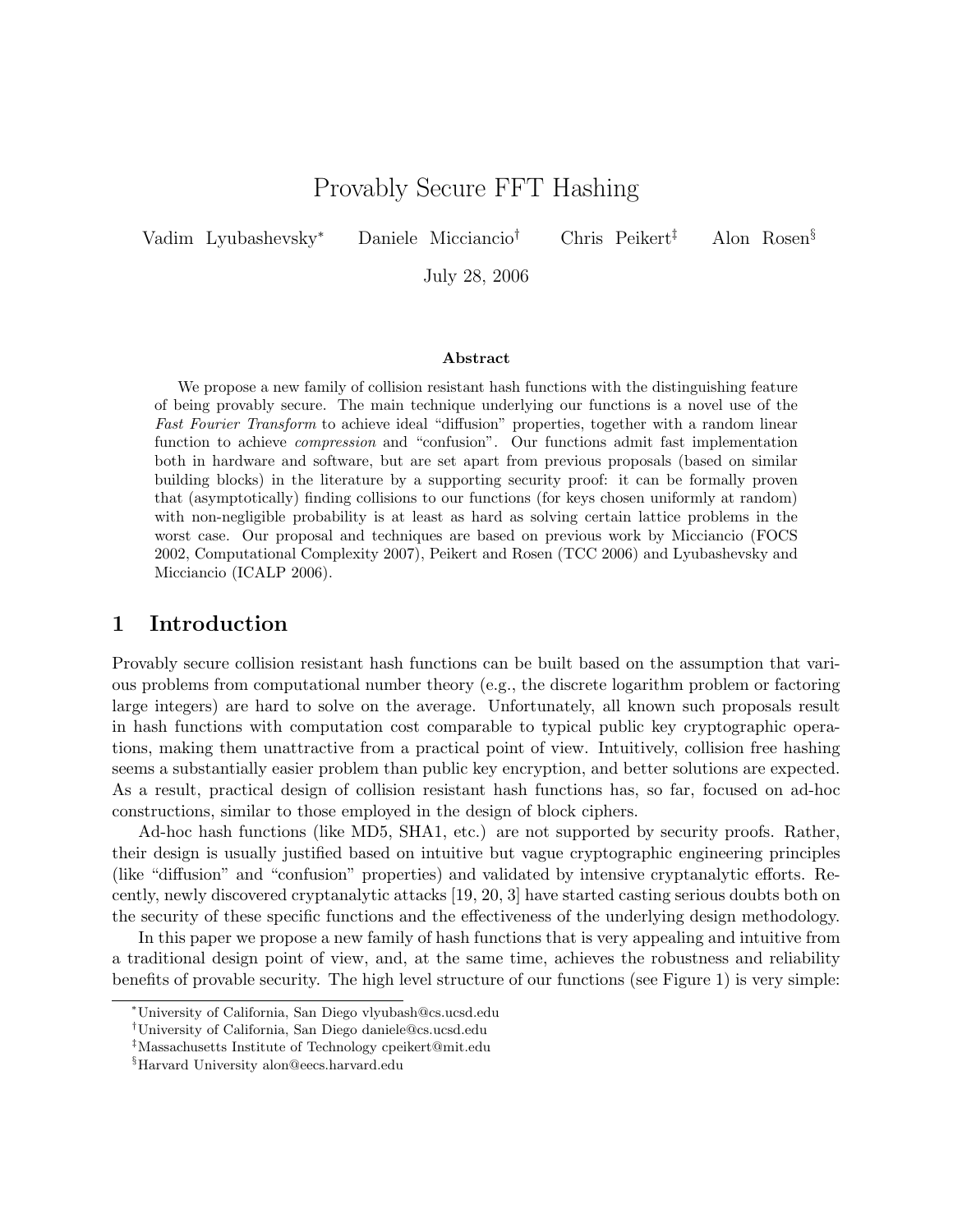# Provably Secure FFT Hashing

Vadim Lyubashevsky[*] Daniele Micciancio[†] Chris Peikert[‡] Alon Rosen[§]

July 28, 2006

### Abstract

We propose a new family of collision resistant hash functions with the distinguishing feature of being provably secure. The main technique underlying our functions is a novel use of the *Fast Fourier Transform* to achieve ideal "diffusion" properties, together with a random linear function to achieve *compression* and "confusion". Our functions admit fast implementation both in hardware and software, but are set apart from previous proposals (based on similar building blocks) in the literature by a supporting security proof: it can be formally proven that (asymptotically) finding collisions to our functions (for keys chosen uniformly at random) with non-negligible probability is at least as hard as solving certain lattice problems in the worst case. Our proposal and techniques are based on previous work by Micciancio (FOCS 2002, Computational Complexity 2007), Peikert and Rosen (TCC 2006) and Lyubashevsky and Micciancio (ICALP 2006).

## 1 Introduction

Provably secure collision resistant hash functions can be built based on the assumption that various problems from computational number theory (e.g., the discrete logarithm problem or factoring large integers) are hard to solve on the average. Unfortunately, all known such proposals result in hash functions with computation cost comparable to typical public key cryptographic operations, making them unattractive from a practical point of view. Intuitively, collision free hashing seems a substantially easier problem than public key encryption, and better solutions are expected. As a result, practical design of collision resistant hash functions has, so far, focused on ad-hoc constructions, similar to those employed in the design of block ciphers.

Ad-hoc hash functions (like MD5, SHA1, etc.) are not supported by security proofs. Rather, their design is usually justified based on intuitive but vague cryptographic engineering principles (like "diffusion" and "confusion" properties) and validated by intensive cryptanalytic efforts. Recently, newly discovered cryptanalytic attacks [19, 20, 3] have started casting serious doubts both on the security of these specific functions and the effectiveness of the underlying design methodology.

In this paper we propose a new family of hash functions that is very appealing and intuitive from a traditional design point of view, and, at the same time, achieves the robustness and reliability benefits of provable security. The high level structure of our functions (see Figure 1) is very simple:

[*] University of California, San Diego vlyubash@cs.ucsd.edu

[†] University of California, San Diego daniele@cs.ucsd.edu

[‡] Massachusetts Institute of Technology cpeikert@mit.edu

[§] Harvard University alon@eecs.harvard.edu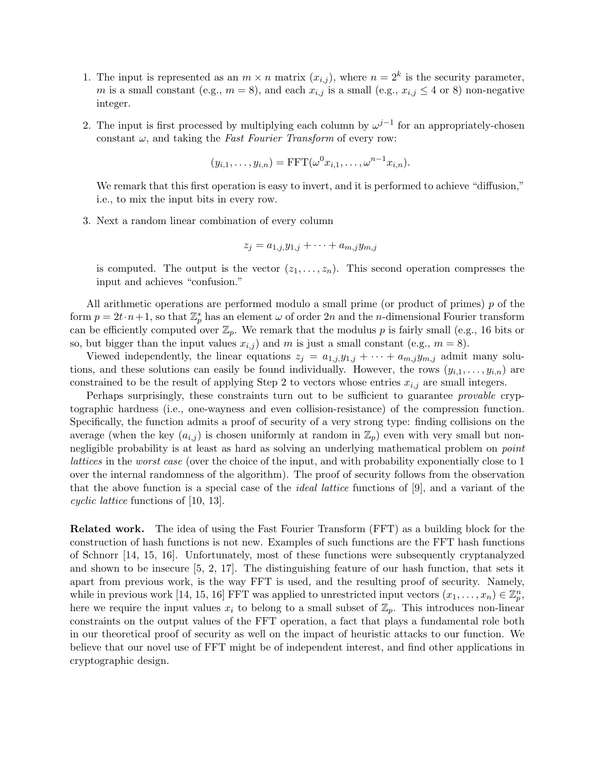1. The input is represented as an $m \times n$ matrix $(x_{i,j})$, where $n = 2^k$ is the security parameter, $m$ is a small constant (e.g., $m = 8$), and each $x_{i,j}$ is a small (e.g., $x_{i,j} \leq 4$ or 8) non-negative integer.

2. The input is first processed by multiplying each column by $\omega^{j-1}$ for an appropriately-chosen constant $\omega$, and taking the *Fast Fourier Transform* of every row:

$$(y_{i,1}, \ldots, y_{i,n}) = \text{FFT}(\omega^0 x_{i,1}, \ldots, \omega^{n-1} x_{i,n}).$$

   We remark that this first operation is easy to invert, and it is performed to achieve "diffusion," i.e., to mix the input bits in every row.

3. Next a random linear combination of every column

$$z_j = a_{1,j}, y_{1,j} + \cdots + a_{m,j} y_{m,j}$$

   is computed. The output is the vector $(z_1, \ldots, z_n)$. This second operation compresses the input and achieves "confusion."

All arithmetic operations are performed modulo a small prime (or product of primes) $p$ of the form $p = 2t \cdot n + 1$, so that $\mathbb{Z}_p^*$ has an element $\omega$ of order $2n$ and the $n$-dimensional Fourier transform can be efficiently computed over $\mathbb{Z}_p$. We remark that the modulus $p$ is fairly small (e.g., 16 bits or so, but bigger than the input values $x_{i,j}$) and $m$ is just a small constant (e.g., $m = 8$).

Viewed independently, the linear equations $z_j = a_{1,j} y_{1,j} + \cdots + a_{m,j} y_{m,j}$ admit many solutions, and these solutions can easily be found individually. However, the rows $(y_{i,1}, \ldots, y_{i,n})$ are constrained to be the result of applying Step 2 to vectors whose entries $x_{i,j}$ are small integers.

Perhaps surprisingly, these constraints turn out to be sufficient to guarantee *provable* cryptographic hardness (i.e., one-wayness and even collision-resistance) of the compression function. Specifically, the function admits a proof of security of a very strong type: finding collisions on the average (when the key $(a_{i,j})$ is chosen uniformly at random in $\mathbb{Z}_p$) even with very small but non-negligible probability is at least as hard as solving an underlying mathematical problem on *point lattices* in the *worst case* (over the choice of the input, and with probability exponentially close to 1 over the internal randomness of the algorithm). The proof of security follows from the observation that the above function is a special case of the *ideal lattice* functions of [9], and a variant of the *cyclic lattice* functions of [10, 13].

**Related work.** The idea of using the Fast Fourier Transform (FFT) as a building block for the construction of hash functions is not new. Examples of such functions are the FFT hash functions of Schnorr [14, 15, 16]. Unfortunately, most of these functions were subsequently cryptanalyzed and shown to be insecure [5, 2, 17]. The distinguishing feature of our hash function, that sets it apart from previous work, is the way FFT is used, and the resulting proof of security. Namely, while in previous work [14, 15, 16] FFT was applied to unrestricted input vectors $(x_1, \ldots, x_n) \in \mathbb{Z}_p^n$, here we require the input values $x_i$ to belong to a small subset of $\mathbb{Z}_p$. This introduces non-linear constraints on the output values of the FFT operation, a fact that plays a fundamental role both in our theoretical proof of security as well on the impact of heuristic attacks to our function. We believe that our novel use of FFT might be of independent interest, and find other applications in cryptographic design.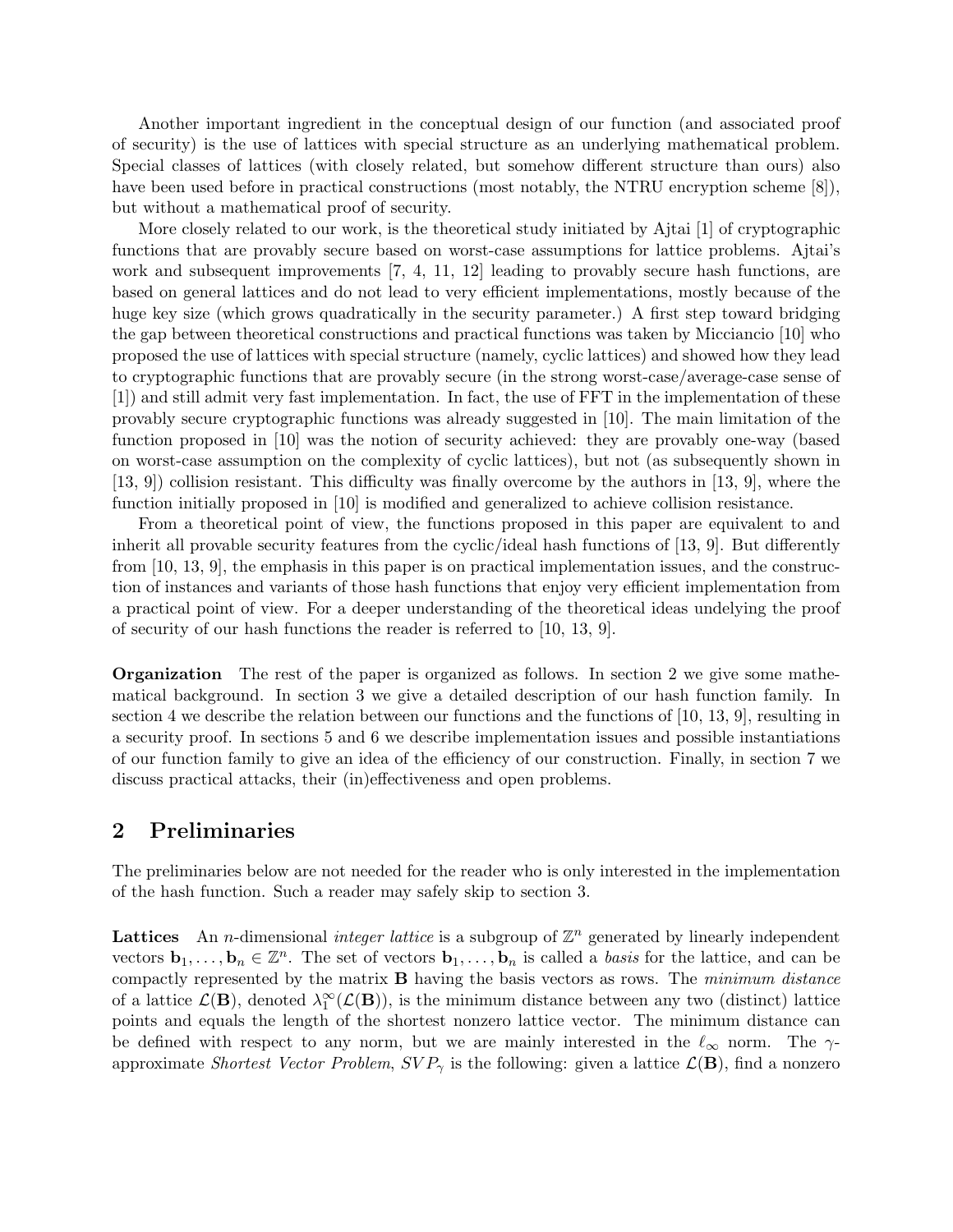Another important ingredient in the conceptual design of our function (and associated proof of security) is the use of lattices with special structure as an underlying mathematical problem. Special classes of lattices (with closely related, but somehow different structure than ours) also have been used before in practical constructions (most notably, the NTRU encryption scheme [8]), but without a mathematical proof of security.

More closely related to our work, is the theoretical study initiated by Ajtai [1] of cryptographic functions that are provably secure based on worst-case assumptions for lattice problems. Ajtai's work and subsequent improvements [7, 4, 11, 12] leading to provably secure hash functions, are based on general lattices and do not lead to very efficient implementations, mostly because of the huge key size (which grows quadratically in the security parameter.) A first step toward bridging the gap between theoretical constructions and practical functions was taken by Micciancio [10] who proposed the use of lattices with special structure (namely, cyclic lattices) and showed how they lead to cryptographic functions that are provably secure (in the strong worst-case/average-case sense of [1]) and still admit very fast implementation. In fact, the use of FFT in the implementation of these provably secure cryptographic functions was already suggested in [10]. The main limitation of the function proposed in [10] was the notion of security achieved: they are provably one-way (based on worst-case assumption on the complexity of cyclic lattices), but not (as subsequently shown in [13, 9]) collision resistant. This difficulty was finally overcome by the authors in [13, 9], where the function initially proposed in [10] is modified and generalized to achieve collision resistance.

From a theoretical point of view, the functions proposed in this paper are equivalent to and inherit all provable security features from the cyclic/ideal hash functions of [13, 9]. But differently from [10, 13, 9], the emphasis in this paper is on practical implementation issues, and the construction of instances and variants of those hash functions that enjoy very efficient implementation from a practical point of view. For a deeper understanding of the theoretical ideas undelying the proof of security of our hash functions the reader is referred to [10, 13, 9].

**Organization** The rest of the paper is organized as follows. In section 2 we give some mathematical background. In section 3 we give a detailed description of our hash function family. In section 4 we describe the relation between our functions and the functions of [10, 13, 9], resulting in a security proof. In sections 5 and 6 we describe implementation issues and possible instantiations of our function family to give an idea of the efficiency of our construction. Finally, in section 7 we discuss practical attacks, their (in)effectiveness and open problems.

## 2 Preliminaries

The preliminaries below are not needed for the reader who is only interested in the implementation of the hash function. Such a reader may safely skip to section 3.

**Lattices** An $n$-dimensional *integer lattice* is a subgroup of $\mathbb{Z}^n$ generated by linearly independent vectors $\mathbf{b}_1, \ldots, \mathbf{b}_n \in \mathbb{Z}^n$. The set of vectors $\mathbf{b}_1, \ldots, \mathbf{b}_n$ is called a *basis* for the lattice, and can be compactly represented by the matrix $\mathbf{B}$ having the basis vectors as rows. The *minimum distance* of a lattice $\mathcal{L}(\mathbf{B})$, denoted $\lambda_1^\infty(\mathcal{L}(\mathbf{B}))$, is the minimum distance between any two (distinct) lattice points and equals the length of the shortest nonzero lattice vector. The minimum distance can be defined with respect to any norm, but we are mainly interested in the $\ell_\infty$ norm. The $\gamma$-approximate *Shortest Vector Problem*, $SVP_\gamma$ is the following: given a lattice $\mathcal{L}(\mathbf{B})$, find a nonzero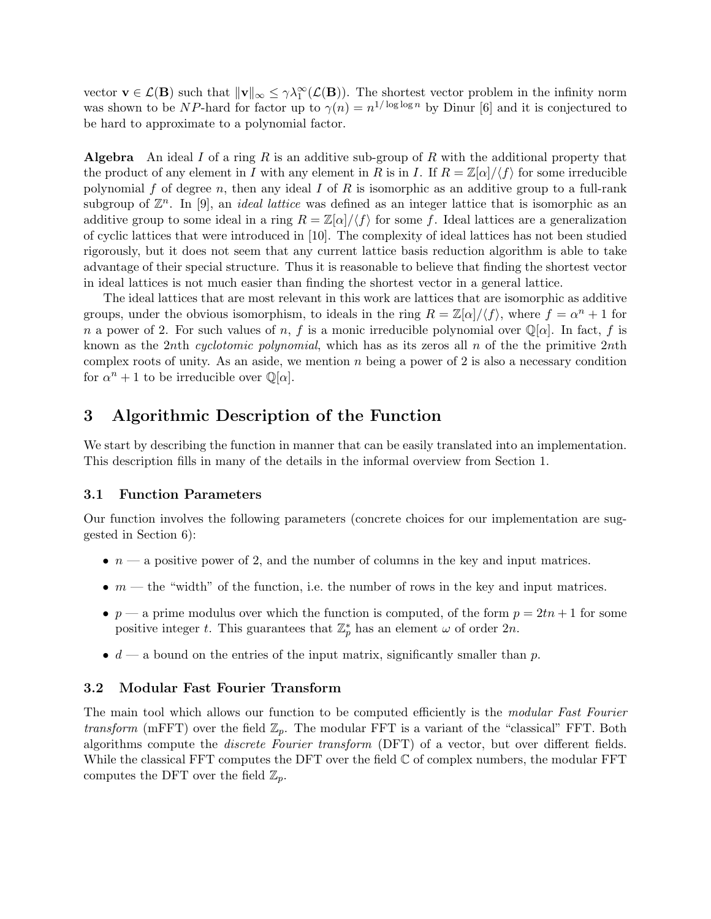vector $\mathbf{v} \in \mathcal{L}(\mathbf{B})$ such that $\|\mathbf{v}\|_\infty \leq \gamma\lambda_1^\infty(\mathcal{L}(\mathbf{B}))$. The shortest vector problem in the infinity norm was shown to be $NP$-hard for factor up to $\gamma(n) = n^{1/\log\log n}$ by Dinur [6] and it is conjectured to be hard to approximate to a polynomial factor.

**Algebra** An ideal $I$ of a ring $R$ is an additive sub-group of $R$ with the additional property that the product of any element in $I$ with any element in $R$ is in $I$. If $R = \mathbb{Z}[\alpha]/\langle f\rangle$ for some irreducible polynomial $f$ of degree $n$, then any ideal $I$ of $R$ is isomorphic as an additive group to a full-rank subgroup of $\mathbb{Z}^n$. In [9], an *ideal lattice* was defined as an integer lattice that is isomorphic as an additive group to some ideal in a ring $R = \mathbb{Z}[\alpha]/\langle f\rangle$ for some $f$. Ideal lattices are a generalization of cyclic lattices that were introduced in [10]. The complexity of ideal lattices has not been studied rigorously, but it does not seem that any current lattice basis reduction algorithm is able to take advantage of their special structure. Thus it is reasonable to believe that finding the shortest vector in ideal lattices is not much easier than finding the shortest vector in a general lattice.

The ideal lattices that are most relevant in this work are lattices that are isomorphic as additive groups, under the obvious isomorphism, to ideals in the ring $R = \mathbb{Z}[\alpha]/\langle f\rangle$, where $f = \alpha^n + 1$ for $n$ a power of 2. For such values of $n$, $f$ is a monic irreducible polynomial over $\mathbb{Q}[\alpha]$. In fact, $f$ is known as the $2n$th *cyclotomic polynomial*, which has as its zeros all $n$ of the the primitive $2n$th complex roots of unity. As an aside, we mention $n$ being a power of 2 is also a necessary condition for $\alpha^n + 1$ to be irreducible over $\mathbb{Q}[\alpha]$.

# 3 Algorithmic Description of the Function

We start by describing the function in manner that can be easily translated into an implementation. This description fills in many of the details in the informal overview from Section 1.

## 3.1 Function Parameters

Our function involves the following parameters (concrete choices for our implementation are suggested in Section 6):

- $n$ — a positive power of 2, and the number of columns in the key and input matrices.
- $m$ — the "width" of the function, i.e. the number of rows in the key and input matrices.
- $p$ — a prime modulus over which the function is computed, of the form $p = 2tn + 1$ for some positive integer $t$. This guarantees that $\mathbb{Z}_p^*$ has an element $\omega$ of order $2n$.
- $d$ — a bound on the entries of the input matrix, significantly smaller than $p$.

## 3.2 Modular Fast Fourier Transform

The main tool which allows our function to be computed efficiently is the *modular Fast Fourier transform* (mFFT) over the field $\mathbb{Z}_p$. The modular FFT is a variant of the "classical" FFT. Both algorithms compute the *discrete Fourier transform* (DFT) of a vector, but over different fields. While the classical FFT computes the DFT over the field $\mathbb{C}$ of complex numbers, the modular FFT computes the DFT over the field $\mathbb{Z}_p$.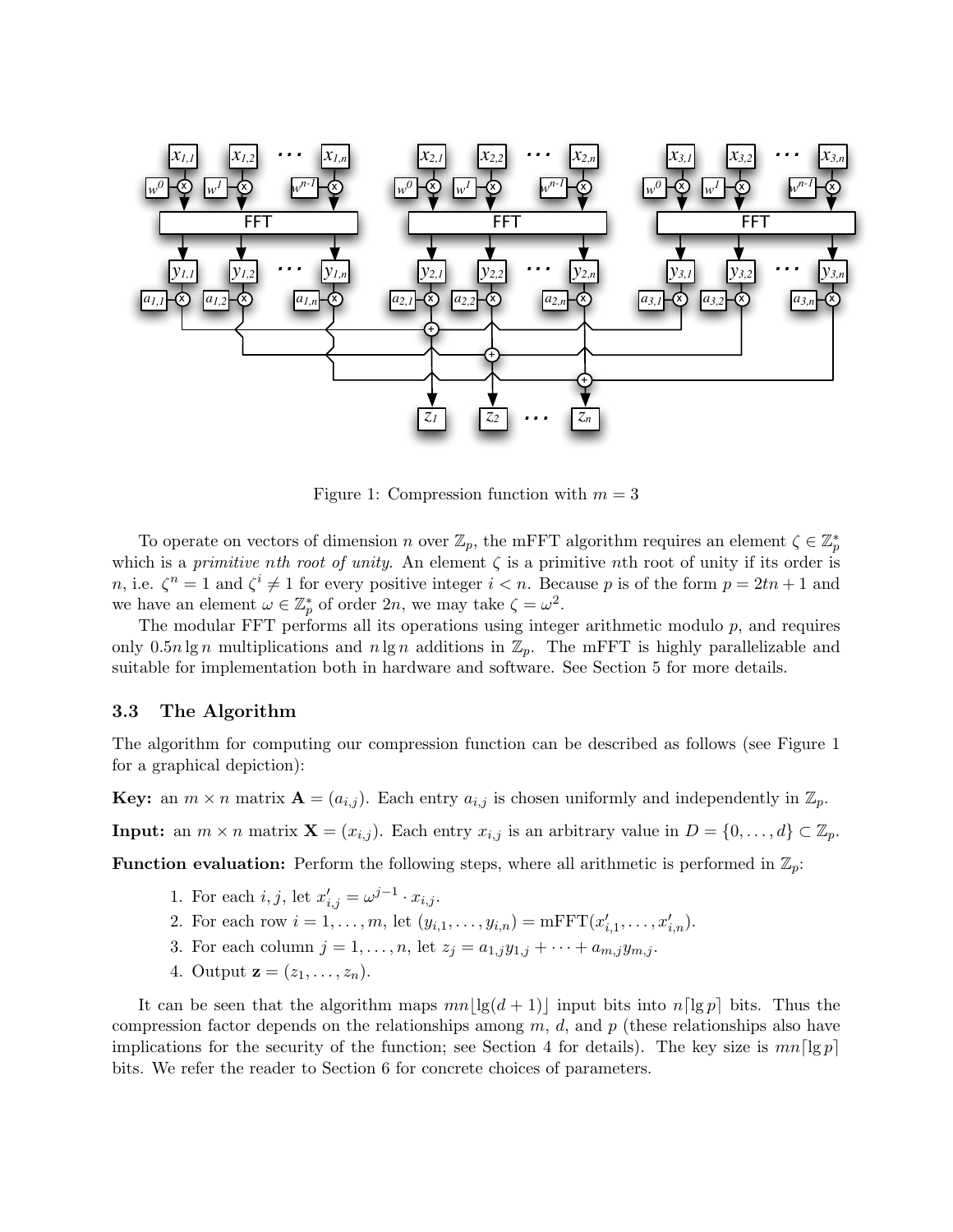Figure 1: Compression function with $m = 3$

To operate on vectors of dimension $n$ over $\mathbb{Z}_p$, the mFFT algorithm requires an element $\zeta \in \mathbb{Z}_p^*$ which is a *primitive nth root of unity*. An element $\zeta$ is a primitive $n$th root of unity if its order is $n$, i.e. $\zeta^n = 1$ and $\zeta^i \neq 1$ for every positive integer $i < n$. Because $p$ is of the form $p = 2tn + 1$ and we have an element $\omega \in \mathbb{Z}_p^*$ of order $2n$, we may take $\zeta = \omega^2$.

The modular FFT performs all its operations using integer arithmetic modulo $p$, and requires only $0.5n \lg n$ multiplications and $n \lg n$ additions in $\mathbb{Z}_p$. The mFFT is highly parallelizable and suitable for implementation both in hardware and software. See Section 5 for more details.

### 3.3 The Algorithm

The algorithm for computing our compression function can be described as follows (see Figure 1 for a graphical depiction):

**Key:** an $m \times n$ matrix $\mathbf{A} = (a_{i,j})$. Each entry $a_{i,j}$ is chosen uniformly and independently in $\mathbb{Z}_p$.

**Input:** an $m \times n$ matrix $\mathbf{X} = (x_{i,j})$. Each entry $x_{i,j}$ is an arbitrary value in $D = \{0, \ldots, d\} \subset \mathbb{Z}_p$.

**Function evaluation:** Perform the following steps, where all arithmetic is performed in $\mathbb{Z}_p$:

1. For each $i, j$, let $x'_{i,j} = \omega^{j-1} \cdot x_{i,j}$.
2. For each row $i = 1, \ldots, m$, let $(y_{i,1}, \ldots, y_{i,n}) = \text{mFFT}(x'_{i,1}, \ldots, x'_{i,n})$.
3. For each column $j = 1, \ldots, n$, let $z_j = a_{1,j}y_{1,j} + \cdots + a_{m,j}y_{m,j}$.
4. Output $\mathbf{z} = (z_1, \ldots, z_n)$.

It can be seen that the algorithm maps $mn\lfloor \lg(d+1) \rfloor$ input bits into $n\lceil \lg p \rceil$ bits. Thus the compression factor depends on the relationships among $m$, $d$, and $p$ (these relationships also have implications for the security of the function; see Section 4 for details). The key size is $mn\lceil \lg p \rceil$ bits. We refer the reader to Section 6 for concrete choices of parameters.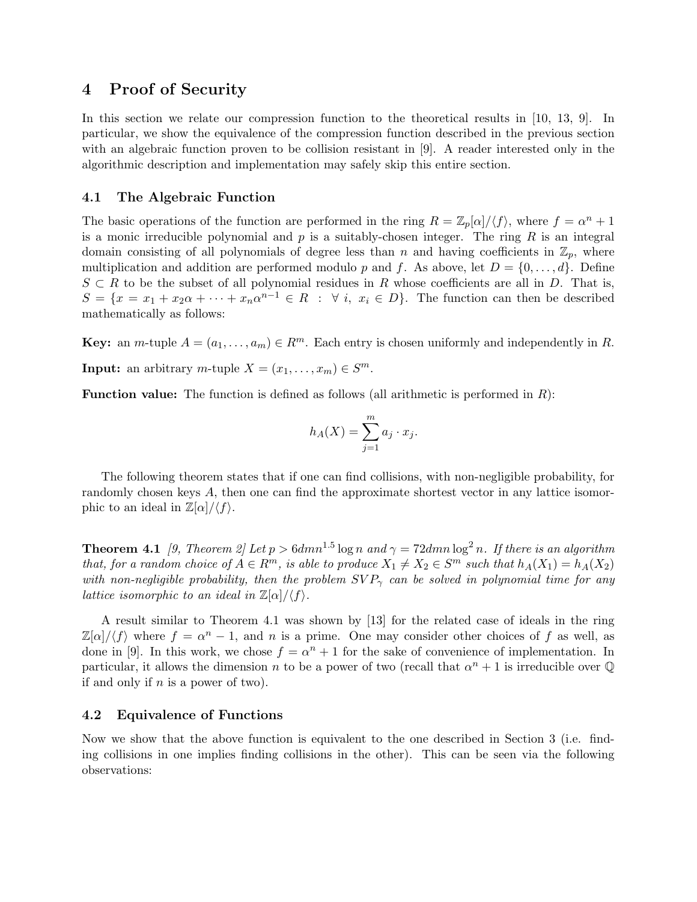# 4 Proof of Security

In this section we relate our compression function to the theoretical results in [10, 13, 9]. In particular, we show the equivalence of the compression function described in the previous section with an algebraic function proven to be collision resistant in [9]. A reader interested only in the algorithmic description and implementation may safely skip this entire section.

## 4.1 The Algebraic Function

The basic operations of the function are performed in the ring $R = \mathbb{Z}_p[\alpha]/\langle f \rangle$, where $f = \alpha^n + 1$ is a monic irreducible polynomial and $p$ is a suitably-chosen integer. The ring $R$ is an integral domain consisting of all polynomials of degree less than $n$ and having coefficients in $\mathbb{Z}_p$, where multiplication and addition are performed modulo $p$ and $f$. As above, let $D = \{0, \ldots, d\}$. Define $S \subset R$ to be the subset of all polynomial residues in $R$ whose coefficients are all in $D$. That is, $S = \{x = x_1 + x_2\alpha + \cdots + x_n\alpha^{n-1} \in R \;:\; \forall\, i,\; x_i \in D\}$. The function can then be described mathematically as follows:

**Key:** an $m$-tuple $A = (a_1, \ldots, a_m) \in R^m$. Each entry is chosen uniformly and independently in $R$.

**Input:** an arbitrary $m$-tuple $X = (x_1, \ldots, x_m) \in S^m$.

**Function value:** The function is defined as follows (all arithmetic is performed in $R$):

$$h_A(X) = \sum_{j=1}^{m} a_j \cdot x_j.$$

The following theorem states that if one can find collisions, with non-negligible probability, for randomly chosen keys $A$, then one can find the approximate shortest vector in any lattice isomorphic to an ideal in $\mathbb{Z}[\alpha]/\langle f \rangle$.

**Theorem 4.1** *[9, Theorem 2] Let $p > 6dmn^{1.5}\log n$ and $\gamma = 72dmn\log^2 n$. If there is an algorithm that, for a random choice of $A \in R^m$, is able to produce $X_1 \neq X_2 \in S^m$ such that $h_A(X_1) = h_A(X_2)$ with non-negligible probability, then the problem $SVP_\gamma$ can be solved in polynomial time for any lattice isomorphic to an ideal in $\mathbb{Z}[\alpha]/\langle f \rangle$.*

A result similar to Theorem 4.1 was shown by [13] for the related case of ideals in the ring $\mathbb{Z}[\alpha]/\langle f \rangle$ where $f = \alpha^n - 1$, and $n$ is a prime. One may consider other choices of $f$ as well, as done in [9]. In this work, we chose $f = \alpha^n + 1$ for the sake of convenience of implementation. In particular, it allows the dimension $n$ to be a power of two (recall that $\alpha^n + 1$ is irreducible over $\mathbb{Q}$ if and only if $n$ is a power of two).

## 4.2 Equivalence of Functions

Now we show that the above function is equivalent to the one described in Section 3 (i.e. finding collisions in one implies finding collisions in the other). This can be seen via the following observations: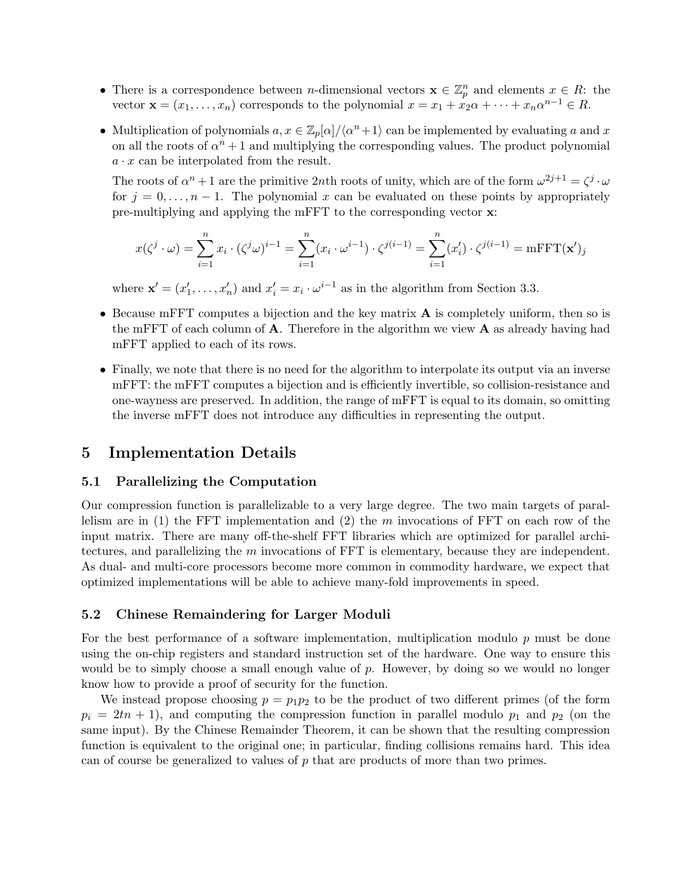- There is a correspondence between $n$-dimensional vectors $\mathbf{x} \in \mathbb{Z}_p^n$ and elements $x \in R$: the vector $\mathbf{x} = (x_1, \ldots, x_n)$ corresponds to the polynomial $x = x_1 + x_2\alpha + \cdots + x_n\alpha^{n-1} \in R$.

- Multiplication of polynomials $a, x \in \mathbb{Z}_p[\alpha]/\langle\alpha^n+1\rangle$ can be implemented by evaluating $a$ and $x$ on all the roots of $\alpha^n + 1$ and multiplying the corresponding values. The product polynomial $a \cdot x$ can be interpolated from the result.

  The roots of $\alpha^n + 1$ are the primitive $2n$th roots of unity, which are of the form $\omega^{2j+1} = \zeta^j \cdot \omega$ for $j = 0, \ldots, n-1$. The polynomial $x$ can be evaluated on these points by appropriately pre-multiplying and applying the mFFT to the corresponding vector $\mathbf{x}$:

$$x(\zeta^j \cdot \omega) = \sum_{i=1}^{n} x_i \cdot (\zeta^j\omega)^{i-1} = \sum_{i=1}^{n} (x_i \cdot \omega^{i-1}) \cdot \zeta^{j(i-1)} = \sum_{i=1}^{n} (x_i') \cdot \zeta^{j(i-1)} = \text{mFFT}(\mathbf{x}')_j$$

  where $\mathbf{x}' = (x_1', \ldots, x_n')$ and $x_i' = x_i \cdot \omega^{i-1}$ as in the algorithm from Section 3.3.

- Because mFFT computes a bijection and the key matrix $\mathbf{A}$ is completely uniform, then so is the mFFT of each column of $\mathbf{A}$. Therefore in the algorithm we view $\mathbf{A}$ as already having had mFFT applied to each of its rows.

- Finally, we note that there is no need for the algorithm to interpolate its output via an inverse mFFT: the mFFT computes a bijection and is efficiently invertible, so collision-resistance and one-wayness are preserved. In addition, the range of mFFT is equal to its domain, so omitting the inverse mFFT does not introduce any difficulties in representing the output.

# 5 Implementation Details

## 5.1 Parallelizing the Computation

Our compression function is parallelizable to a very large degree. The two main targets of parallelism are in (1) the FFT implementation and (2) the $m$ invocations of FFT on each row of the input matrix. There are many off-the-shelf FFT libraries which are optimized for parallel architectures, and parallelizing the $m$ invocations of FFT is elementary, because they are independent. As dual- and multi-core processors become more common in commodity hardware, we expect that optimized implementations will be able to achieve many-fold improvements in speed.

## 5.2 Chinese Remaindering for Larger Moduli

For the best performance of a software implementation, multiplication modulo $p$ must be done using the on-chip registers and standard instruction set of the hardware. One way to ensure this would be to simply choose a small enough value of $p$. However, by doing so we would no longer know how to provide a proof of security for the function.

We instead propose choosing $p = p_1 p_2$ to be the product of two different primes (of the form $p_i = 2tn + 1$), and computing the compression function in parallel modulo $p_1$ and $p_2$ (on the same input). By the Chinese Remainder Theorem, it can be shown that the resulting compression function is equivalent to the original one; in particular, finding collisions remains hard. This idea can of course be generalized to values of $p$ that are products of more than two primes.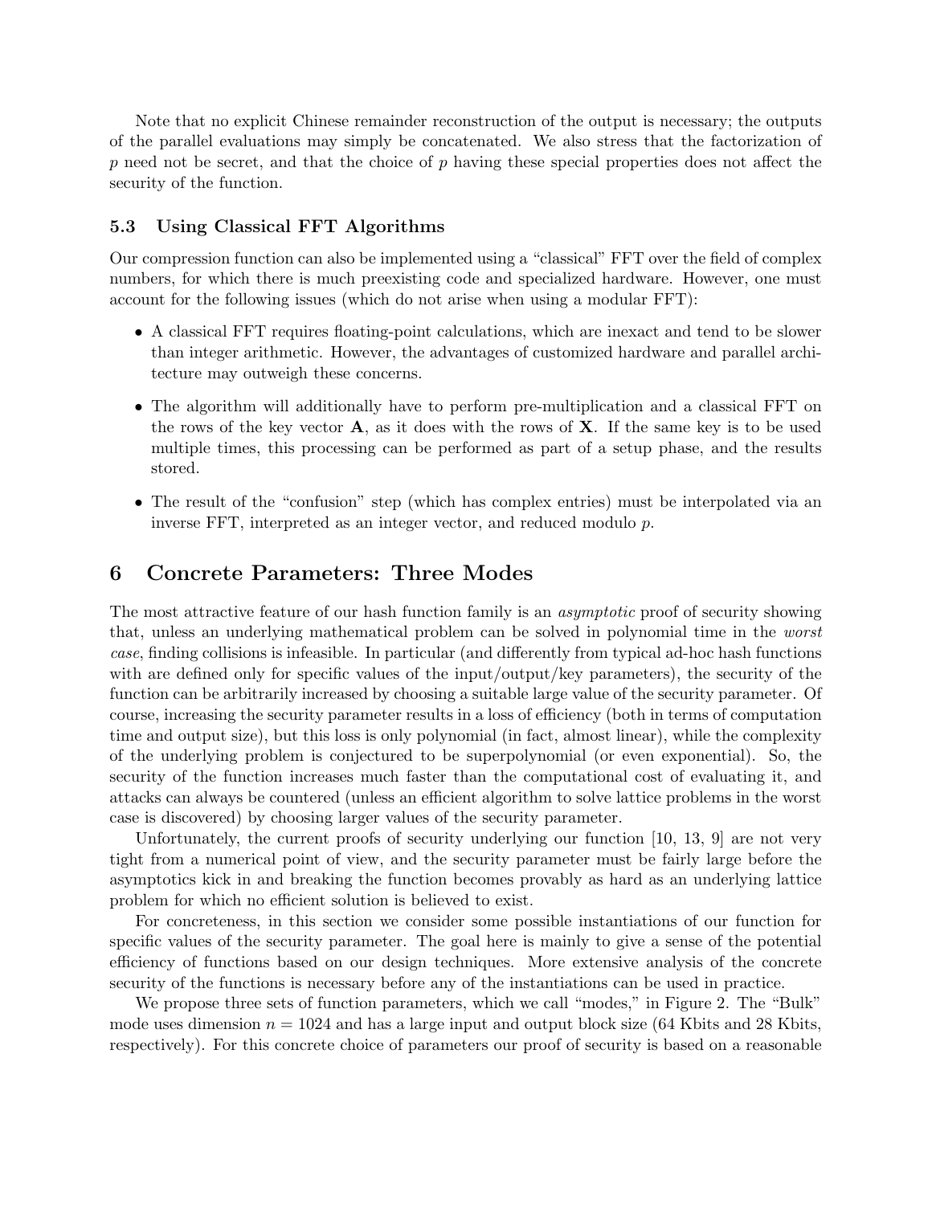Note that no explicit Chinese remainder reconstruction of the output is necessary; the outputs of the parallel evaluations may simply be concatenated. We also stress that the factorization of $p$ need not be secret, and that the choice of $p$ having these special properties does not affect the security of the function.

### 5.3 Using Classical FFT Algorithms

Our compression function can also be implemented using a "classical" FFT over the field of complex numbers, for which there is much preexisting code and specialized hardware. However, one must account for the following issues (which do not arise when using a modular FFT):

- A classical FFT requires floating-point calculations, which are inexact and tend to be slower than integer arithmetic. However, the advantages of customized hardware and parallel architecture may outweigh these concerns.
- The algorithm will additionally have to perform pre-multiplication and a classical FFT on the rows of the key vector $\mathbf{A}$, as it does with the rows of $\mathbf{X}$. If the same key is to be used multiple times, this processing can be performed as part of a setup phase, and the results stored.
- The result of the "confusion" step (which has complex entries) must be interpolated via an inverse FFT, interpreted as an integer vector, and reduced modulo $p$.

## 6 Concrete Parameters: Three Modes

The most attractive feature of our hash function family is an *asymptotic* proof of security showing that, unless an underlying mathematical problem can be solved in polynomial time in the *worst case*, finding collisions is infeasible. In particular (and differently from typical ad-hoc hash functions with are defined only for specific values of the input/output/key parameters), the security of the function can be arbitrarily increased by choosing a suitable large value of the security parameter. Of course, increasing the security parameter results in a loss of efficiency (both in terms of computation time and output size), but this loss is only polynomial (in fact, almost linear), while the complexity of the underlying problem is conjectured to be superpolynomial (or even exponential). So, the security of the function increases much faster than the computational cost of evaluating it, and attacks can always be countered (unless an efficient algorithm to solve lattice problems in the worst case is discovered) by choosing larger values of the security parameter.

Unfortunately, the current proofs of security underlying our function [10, 13, 9] are not very tight from a numerical point of view, and the security parameter must be fairly large before the asymptotics kick in and breaking the function becomes provably as hard as an underlying lattice problem for which no efficient solution is believed to exist.

For concreteness, in this section we consider some possible instantiations of our function for specific values of the security parameter. The goal here is mainly to give a sense of the potential efficiency of functions based on our design techniques. More extensive analysis of the concrete security of the functions is necessary before any of the instantiations can be used in practice.

We propose three sets of function parameters, which we call "modes," in Figure 2. The "Bulk" mode uses dimension $n = 1024$ and has a large input and output block size (64 Kbits and 28 Kbits, respectively). For this concrete choice of parameters our proof of security is based on a reasonable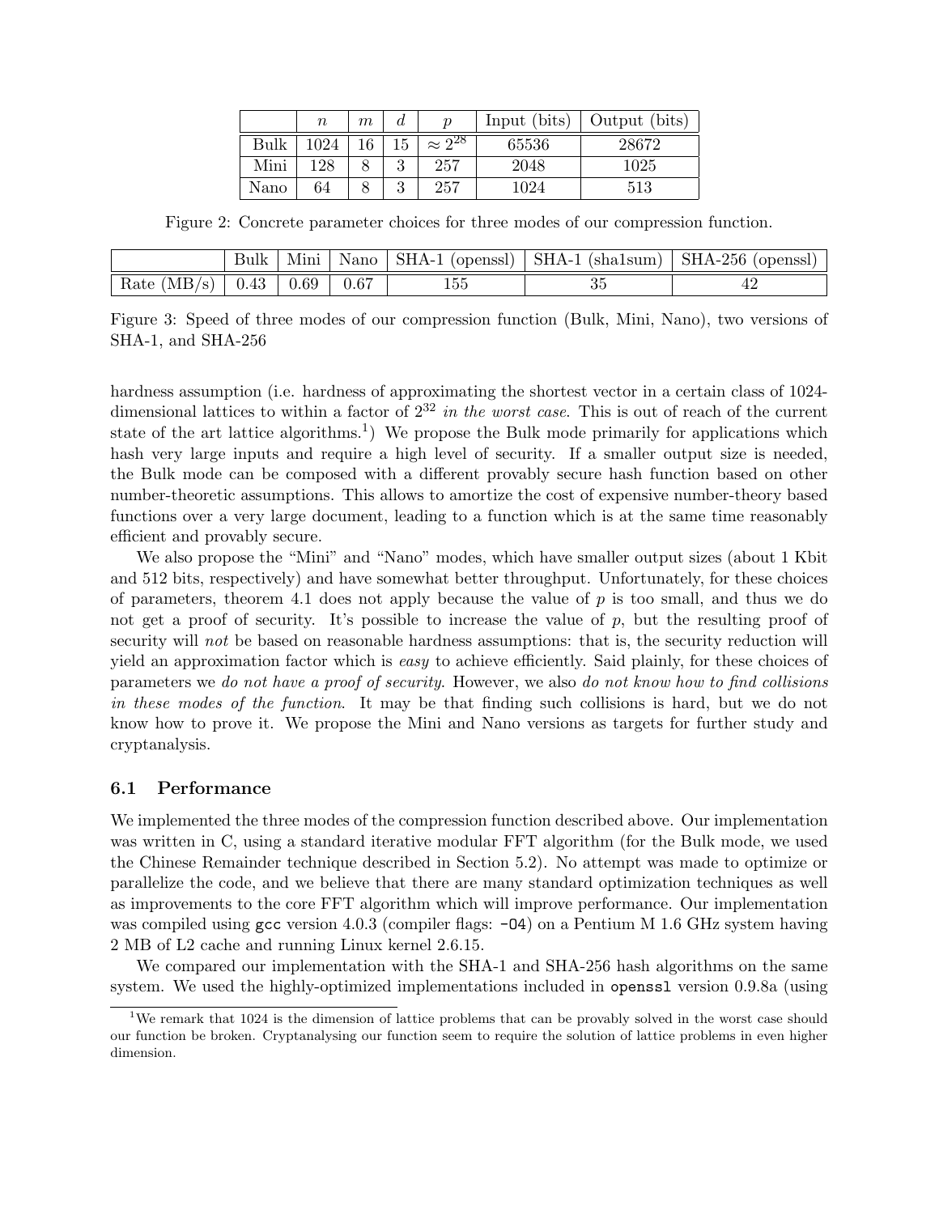|  | $n$ | $m$ | $d$ | $p$ | Input (bits) | Output (bits) |
|---|---|---|---|---|---|---|
| Bulk | 1024 | 16 | 15 | $\approx 2^{28}$ | 65536 | 28672 |
| Mini | 128 | 8 | 3 | 257 | 2048 | 1025 |
| Nano | 64 | 8 | 3 | 257 | 1024 | 513 |

Figure 2: Concrete parameter choices for three modes of our compression function.

|  | Bulk | Mini | Nano | SHA-1 (openssl) | SHA-1 (sha1sum) | SHA-256 (openssl) |
|---|---|---|---|---|---|---|
| Rate (MB/s) | 0.43 | 0.69 | 0.67 | 155 | 35 | 42 |

Figure 3: Speed of three modes of our compression function (Bulk, Mini, Nano), two versions of SHA-1, and SHA-256

hardness assumption (i.e. hardness of approximating the shortest vector in a certain class of 1024-dimensional lattices to within a factor of $2^{32}$ *in the worst case*. This is out of reach of the current state of the art lattice algorithms.[1]) We propose the Bulk mode primarily for applications which hash very large inputs and require a high level of security. If a smaller output size is needed, the Bulk mode can be composed with a different provably secure hash function based on other number-theoretic assumptions. This allows to amortize the cost of expensive number-theory based functions over a very large document, leading to a function which is at the same time reasonably efficient and provably secure.

We also propose the "Mini" and "Nano" modes, which have smaller output sizes (about 1 Kbit and 512 bits, respectively) and have somewhat better throughput. Unfortunately, for these choices of parameters, theorem 4.1 does not apply because the value of $p$ is too small, and thus we do not get a proof of security. It's possible to increase the value of $p$, but the resulting proof of security will *not* be based on reasonable hardness assumptions: that is, the security reduction will yield an approximation factor which is *easy* to achieve efficiently. Said plainly, for these choices of parameters we *do not have a proof of security*. However, we also *do not know how to find collisions in these modes of the function*. It may be that finding such collisions is hard, but we do not know how to prove it. We propose the Mini and Nano versions as targets for further study and cryptanalysis.

### 6.1 Performance

We implemented the three modes of the compression function described above. Our implementation was written in C, using a standard iterative modular FFT algorithm (for the Bulk mode, we used the Chinese Remainder technique described in Section 5.2). No attempt was made to optimize or parallelize the code, and we believe that there are many standard optimization techniques as well as improvements to the core FFT algorithm which will improve performance. Our implementation was compiled using `gcc` version 4.0.3 (compiler flags: `-O4`) on a Pentium M 1.6 GHz system having 2 MB of L2 cache and running Linux kernel 2.6.15.

We compared our implementation with the SHA-1 and SHA-256 hash algorithms on the same system. We used the highly-optimized implementations included in `openssl` version 0.9.8a (using

[1] We remark that 1024 is the dimension of lattice problems that can be provably solved in the worst case should our function be broken. Cryptanalysing our function seem to require the solution of lattice problems in even higher dimension.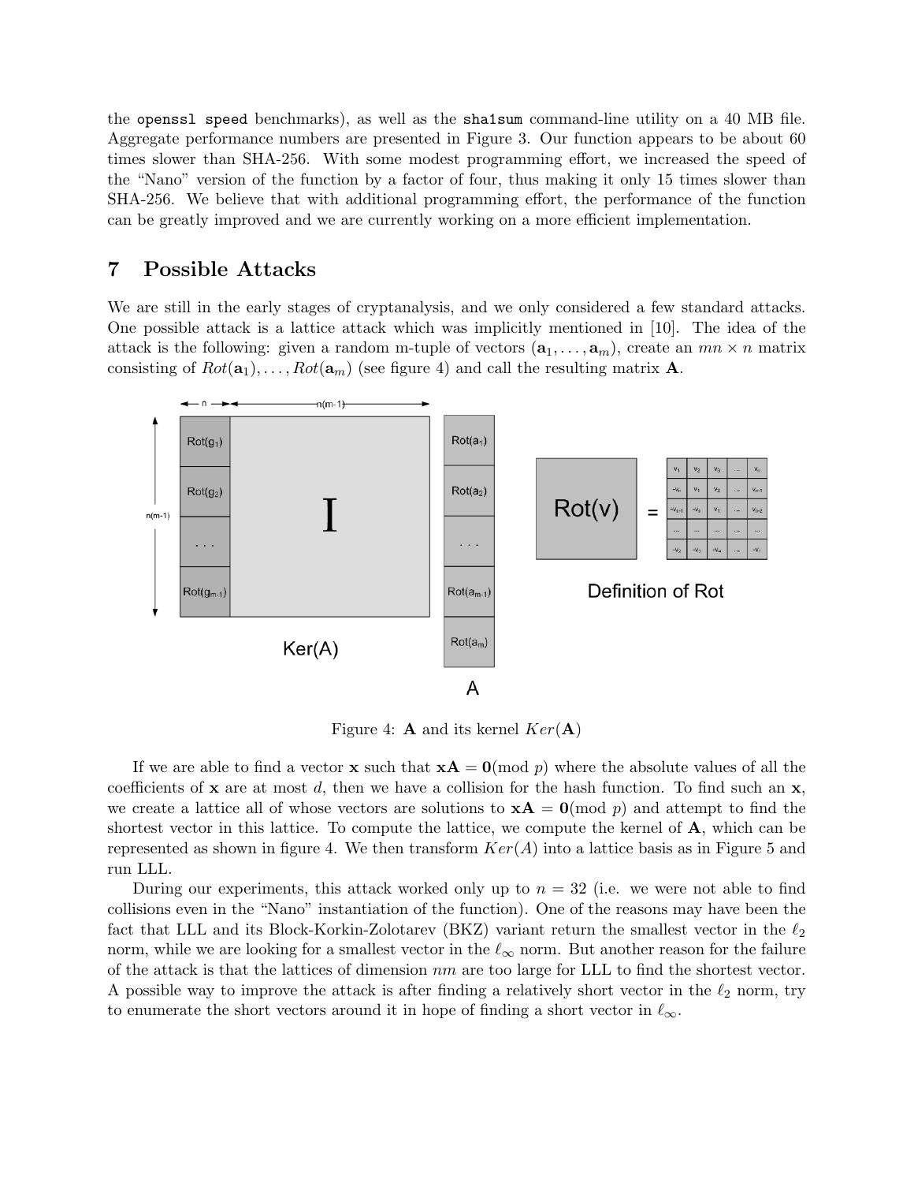the `openssl speed` benchmarks), as well as the `sha1sum` command-line utility on a 40 MB file. Aggregate performance numbers are presented in Figure 3. Our function appears to be about 60 times slower than SHA-256. With some modest programming effort, we increased the speed of the "Nano" version of the function by a factor of four, thus making it only 15 times slower than SHA-256. We believe that with additional programming effort, the performance of the function can be greatly improved and we are currently working on a more efficient implementation.

# 7 Possible Attacks

We are still in the early stages of cryptanalysis, and we only considered a few standard attacks. One possible attack is a lattice attack which was implicitly mentioned in [10]. The idea of the attack is the following: given a random m-tuple of vectors $(\mathbf{a}_1, \ldots, \mathbf{a}_m)$, create an $mn \times n$ matrix consisting of $Rot(\mathbf{a}_1), \ldots, Rot(\mathbf{a}_m)$ (see figure 4) and call the resulting matrix $\mathbf{A}$.

Figure 4: $\mathbf{A}$ and its kernel $Ker(\mathbf{A})$

If we are able to find a vector $\mathbf{x}$ such that $\mathbf{xA} = \mathbf{0}(\text{mod } p)$ where the absolute values of all the coefficients of $\mathbf{x}$ are at most $d$, then we have a collision for the hash function. To find such an $\mathbf{x}$, we create a lattice all of whose vectors are solutions to $\mathbf{xA} = \mathbf{0}(\text{mod } p)$ and attempt to find the shortest vector in this lattice. To compute the lattice, we compute the kernel of $\mathbf{A}$, which can be represented as shown in figure 4. We then transform $Ker(A)$ into a lattice basis as in Figure 5 and run LLL.

During our experiments, this attack worked only up to $n = 32$ (i.e. we were not able to find collisions even in the "Nano" instantiation of the function). One of the reasons may have been the fact that LLL and its Block-Korkin-Zolotarev (BKZ) variant return the smallest vector in the $\ell_2$ norm, while we are looking for a smallest vector in the $\ell_\infty$ norm. But another reason for the failure of the attack is that the lattices of dimension $nm$ are too large for LLL to find the shortest vector. A possible way to improve the attack is after finding a relatively short vector in the $\ell_2$ norm, try to enumerate the short vectors around it in hope of finding a short vector in $\ell_\infty$.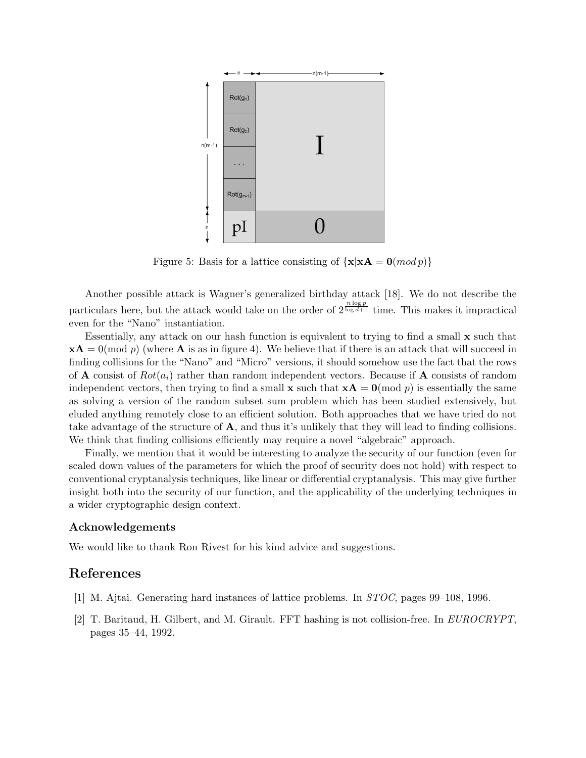Figure 5: Basis for a lattice consisting of $\{\mathbf{x}|\mathbf{x}\mathbf{A} = \mathbf{0}(mod\, p)\}$

Another possible attack is Wagner's generalized birthday attack [18]. We do not describe the particulars here, but the attack would take on the order of $2^{\frac{n \log p}{\log d+1}}$ time. This makes it impractical even for the "Nano" instantiation.

Essentially, any attack on our hash function is equivalent to trying to find a small $\mathbf{x}$ such that $\mathbf{x}\mathbf{A} = 0(\text{mod } p)$ (where $\mathbf{A}$ is as in figure 4). We believe that if there is an attack that will succeed in finding collisions for the "Nano" and "Micro" versions, it should somehow use the fact that the rows of $\mathbf{A}$ consist of $Rot(a_i)$ rather than random independent vectors. Because if $\mathbf{A}$ consists of random independent vectors, then trying to find a small $\mathbf{x}$ such that $\mathbf{x}\mathbf{A} = \mathbf{0}(\text{mod } p)$ is essentially the same as solving a version of the random subset sum problem which has been studied extensively, but eluded anything remotely close to an efficient solution. Both approaches that we have tried do not take advantage of the structure of $\mathbf{A}$, and thus it's unlikely that they will lead to finding collisions. We think that finding collisions efficiently may require a novel "algebraic" approach.

Finally, we mention that it would be interesting to analyze the security of our function (even for scaled down values of the parameters for which the proof of security does not hold) with respect to conventional cryptanalysis techniques, like linear or differential cryptanalysis. This may give further insight both into the security of our function, and the applicability of the underlying techniques in a wider cryptographic design context.

### Acknowledgements

We would like to thank Ron Rivest for his kind advice and suggestions.

## References

[1] M. Ajtai. Generating hard instances of lattice problems. In *STOC*, pages 99–108, 1996.

[2] T. Baritaud, H. Gilbert, and M. Girault. FFT hashing is not collision-free. In *EUROCRYPT*, pages 35–44, 1992.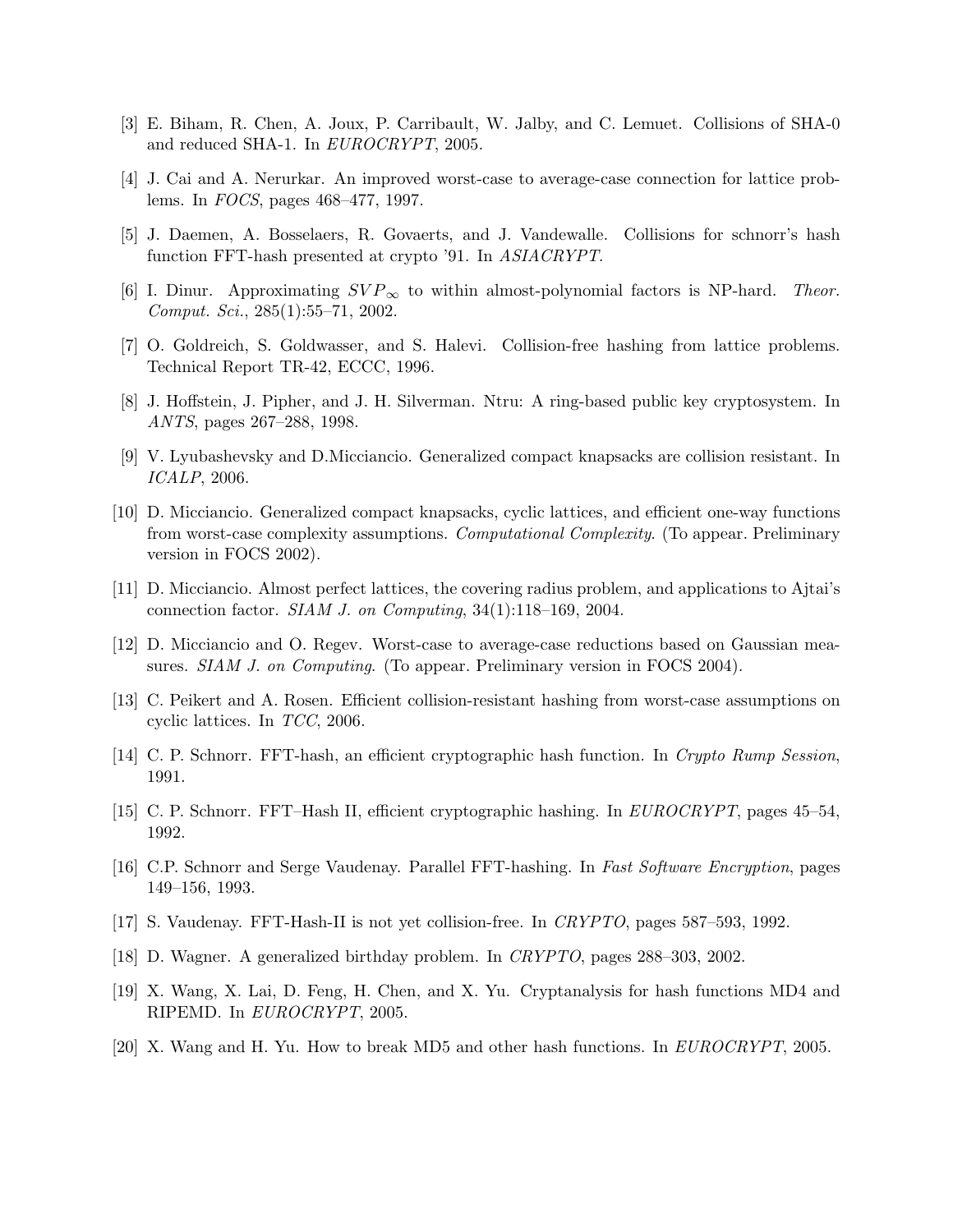[3] E. Biham, R. Chen, A. Joux, P. Carribault, W. Jalby, and C. Lemuet. Collisions of SHA-0 and reduced SHA-1. In *EUROCRYPT*, 2005.

[4] J. Cai and A. Nerurkar. An improved worst-case to average-case connection for lattice problems. In *FOCS*, pages 468–477, 1997.

[5] J. Daemen, A. Bosselaers, R. Govaerts, and J. Vandewalle. Collisions for schnorr's hash function FFT-hash presented at crypto '91. In *ASIACRYPT*.

[6] I. Dinur. Approximating $SVP_\infty$ to within almost-polynomial factors is NP-hard. *Theor. Comput. Sci.*, 285(1):55–71, 2002.

[7] O. Goldreich, S. Goldwasser, and S. Halevi. Collision-free hashing from lattice problems. Technical Report TR-42, ECCC, 1996.

[8] J. Hoffstein, J. Pipher, and J. H. Silverman. Ntru: A ring-based public key cryptosystem. In *ANTS*, pages 267–288, 1998.

[9] V. Lyubashevsky and D.Micciancio. Generalized compact knapsacks are collision resistant. In *ICALP*, 2006.

[10] D. Micciancio. Generalized compact knapsacks, cyclic lattices, and efficient one-way functions from worst-case complexity assumptions. *Computational Complexity*. (To appear. Preliminary version in FOCS 2002).

[11] D. Micciancio. Almost perfect lattices, the covering radius problem, and applications to Ajtai's connection factor. *SIAM J. on Computing*, 34(1):118–169, 2004.

[12] D. Micciancio and O. Regev. Worst-case to average-case reductions based on Gaussian measures. *SIAM J. on Computing*. (To appear. Preliminary version in FOCS 2004).

[13] C. Peikert and A. Rosen. Efficient collision-resistant hashing from worst-case assumptions on cyclic lattices. In *TCC*, 2006.

[14] C. P. Schnorr. FFT-hash, an efficient cryptographic hash function. In *Crypto Rump Session*, 1991.

[15] C. P. Schnorr. FFT–Hash II, efficient cryptographic hashing. In *EUROCRYPT*, pages 45–54, 1992.

[16] C.P. Schnorr and Serge Vaudenay. Parallel FFT-hashing. In *Fast Software Encryption*, pages 149–156, 1993.

[17] S. Vaudenay. FFT-Hash-II is not yet collision-free. In *CRYPTO*, pages 587–593, 1992.

[18] D. Wagner. A generalized birthday problem. In *CRYPTO*, pages 288–303, 2002.

[19] X. Wang, X. Lai, D. Feng, H. Chen, and X. Yu. Cryptanalysis for hash functions MD4 and RIPEMD. In *EUROCRYPT*, 2005.

[20] X. Wang and H. Yu. How to break MD5 and other hash functions. In *EUROCRYPT*, 2005.